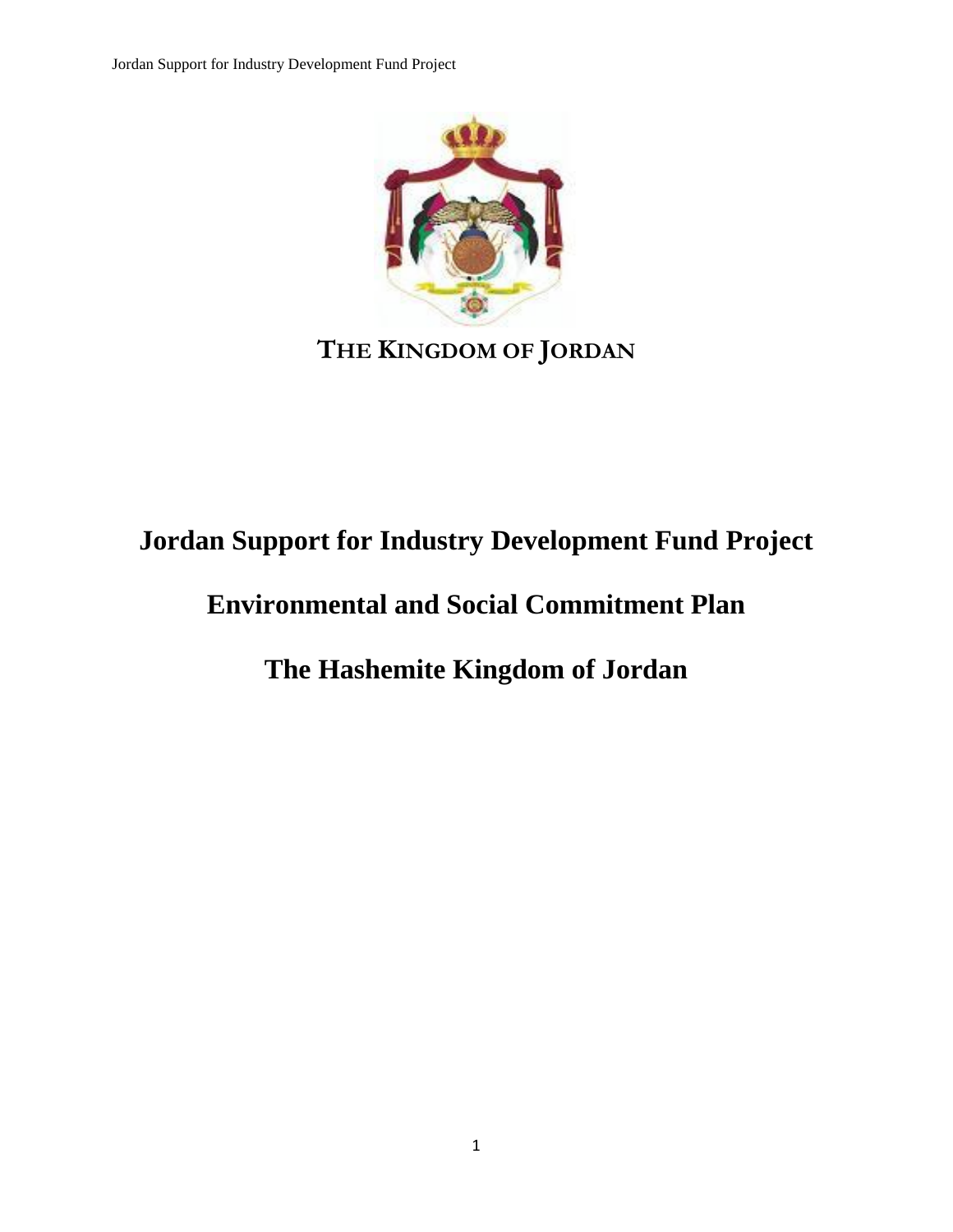THE KINGDOM OF JORDAN

# Jordan Support for Industry Development Fund Project

# Environmental and Social Commitment Plan

# The Hashemite Kingdom of Jordan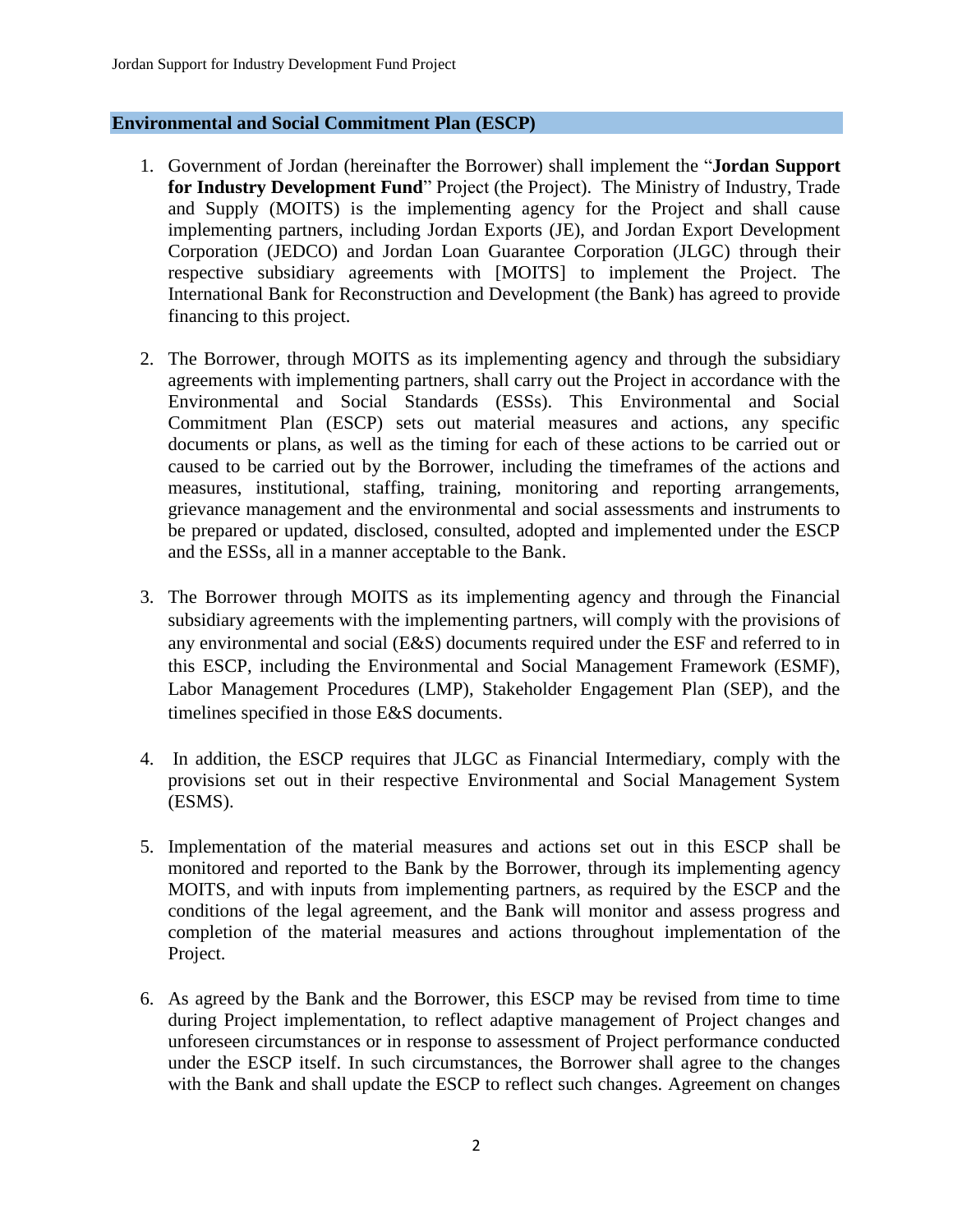## Environmental and Social Commitment Plan (ESCP)

1. Government of Jordan (hereinafter the Borrower) shall implement the "**Jordan Support for Industry Development Fund**" Project (the Project). The Ministry of Industry, Trade and Supply (MOITS) is the implementing agency for the Project and shall cause implementing partners, including Jordan Exports (JE), and Jordan Export Development Corporation (JEDCO) and Jordan Loan Guarantee Corporation (JLGC) through their respective subsidiary agreements with [MOITS] to implement the Project. The International Bank for Reconstruction and Development (the Bank) has agreed to provide financing to this project.

2. The Borrower, through MOITS as its implementing agency and through the subsidiary agreements with implementing partners, shall carry out the Project in accordance with the Environmental and Social Standards (ESSs). This Environmental and Social Commitment Plan (ESCP) sets out material measures and actions, any specific documents or plans, as well as the timing for each of these actions to be carried out or caused to be carried out by the Borrower, including the timeframes of the actions and measures, institutional, staffing, training, monitoring and reporting arrangements, grievance management and the environmental and social assessments and instruments to be prepared or updated, disclosed, consulted, adopted and implemented under the ESCP and the ESSs, all in a manner acceptable to the Bank.

3. The Borrower through MOITS as its implementing agency and through the Financial subsidiary agreements with the implementing partners, will comply with the provisions of any environmental and social (E&S) documents required under the ESF and referred to in this ESCP, including the Environmental and Social Management Framework (ESMF), Labor Management Procedures (LMP), Stakeholder Engagement Plan (SEP), and the timelines specified in those E&S documents.

4. In addition, the ESCP requires that JLGC as Financial Intermediary, comply with the provisions set out in their respective Environmental and Social Management System (ESMS).

5. Implementation of the material measures and actions set out in this ESCP shall be monitored and reported to the Bank by the Borrower, through its implementing agency MOITS, and with inputs from implementing partners, as required by the ESCP and the conditions of the legal agreement, and the Bank will monitor and assess progress and completion of the material measures and actions throughout implementation of the Project.

6. As agreed by the Bank and the Borrower, this ESCP may be revised from time to time during Project implementation, to reflect adaptive management of Project changes and unforeseen circumstances or in response to assessment of Project performance conducted under the ESCP itself. In such circumstances, the Borrower shall agree to the changes with the Bank and shall update the ESCP to reflect such changes. Agreement on changes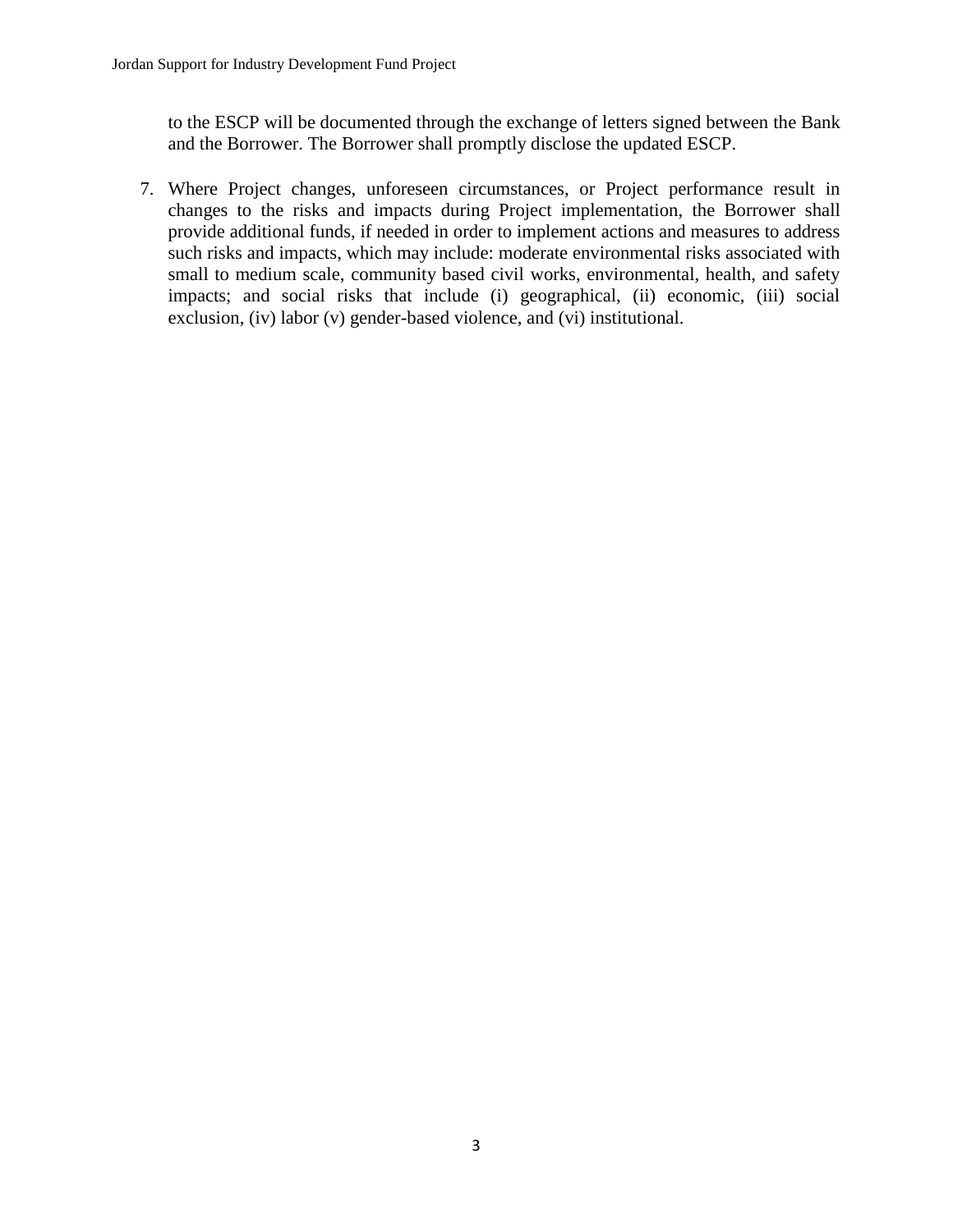to the ESCP will be documented through the exchange of letters signed between the Bank and the Borrower. The Borrower shall promptly disclose the updated ESCP.

7. Where Project changes, unforeseen circumstances, or Project performance result in changes to the risks and impacts during Project implementation, the Borrower shall provide additional funds, if needed in order to implement actions and measures to address such risks and impacts, which may include: moderate environmental risks associated with small to medium scale, community based civil works, environmental, health, and safety impacts; and social risks that include (i) geographical, (ii) economic, (iii) social exclusion, (iv) labor (v) gender-based violence, and (vi) institutional.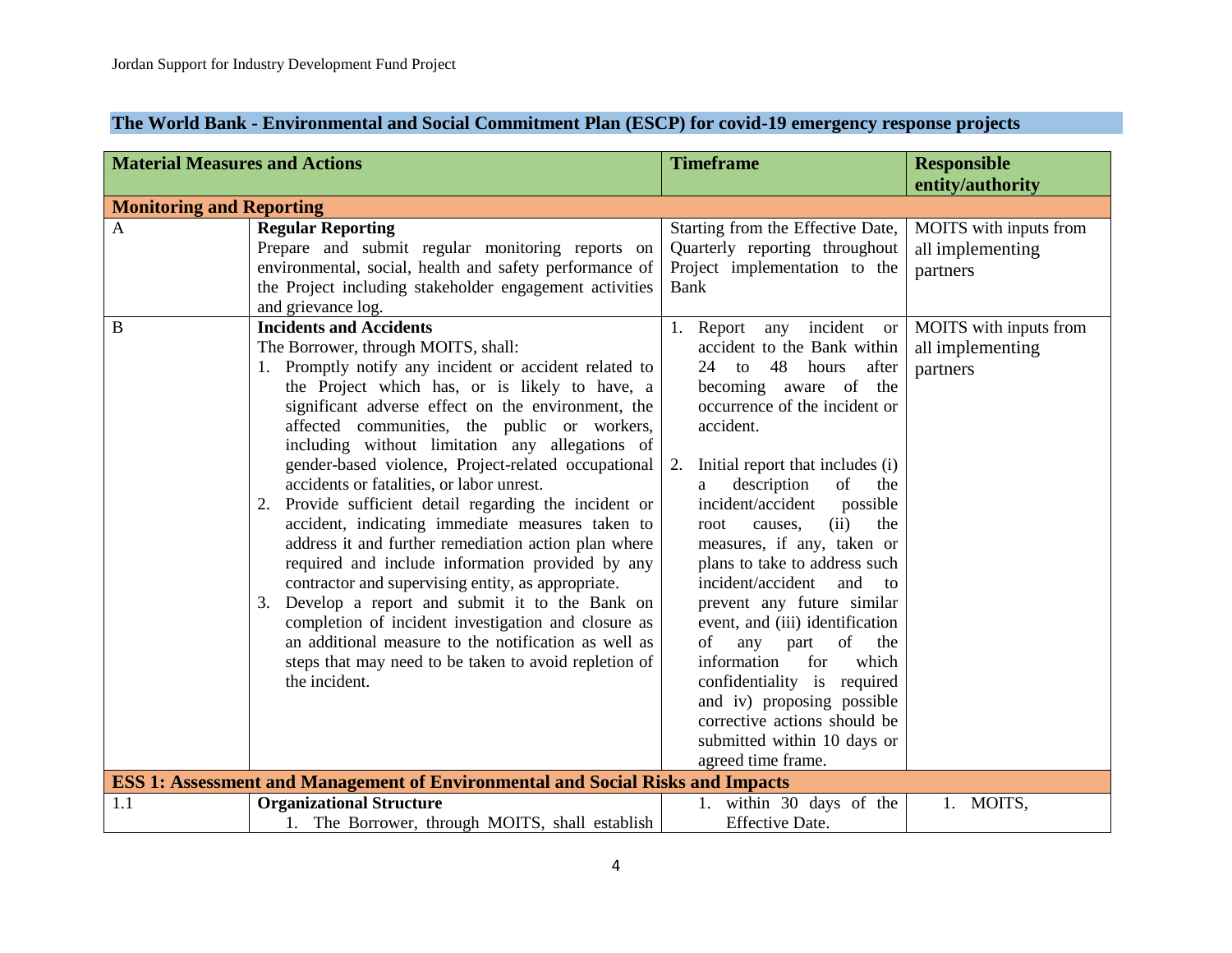## The World Bank - Environmental and Social Commitment Plan (ESCP) for covid-19 emergency response projects

| Material Measures and Actions | | Timeframe | Responsible entity/authority |
|---|---|---|---|
| **Monitoring and Reporting** | | | |
| A | **Regular Reporting**<br>Prepare and submit regular monitoring reports on environmental, social, health and safety performance of the Project including stakeholder engagement activities and grievance log. | Starting from the Effective Date, Quarterly reporting throughout Project implementation to the Bank | MOITS with inputs from all implementing partners |
| B | **Incidents and Accidents**<br>The Borrower, through MOITS, shall:<br>1. Promptly notify any incident or accident related to the Project which has, or is likely to have, a significant adverse effect on the environment, the affected communities, the public or workers, including without limitation any allegations of gender-based violence, Project-related occupational accidents or fatalities, or labor unrest.<br>2. Provide sufficient detail regarding the incident or accident, indicating immediate measures taken to address it and further remediation action plan where required and include information provided by any contractor and supervising entity, as appropriate.<br>3. Develop a report and submit it to the Bank on completion of incident investigation and closure as an additional measure to the notification as well as steps that may need to be taken to avoid repletion of the incident. | 1. Report any incident or accident to the Bank within 24 to 48 hours after becoming aware of the occurrence of the incident or accident.<br><br>2. Initial report that includes (i) a description of the incident/accident possible root causes, (ii) the measures, if any, taken or plans to take to address such incident/accident and to prevent any future similar event, and (iii) identification of any part of the information for which confidentiality is required and iv) proposing possible corrective actions should be submitted within 10 days or agreed time frame. | MOITS with inputs from all implementing partners |
| **ESS 1: Assessment and Management of Environmental and Social Risks and Impacts** | | | |
| 1.1 | **Organizational Structure**<br>1. The Borrower, through MOITS, shall establish | 1. within 30 days of the Effective Date. | 1. MOITS, |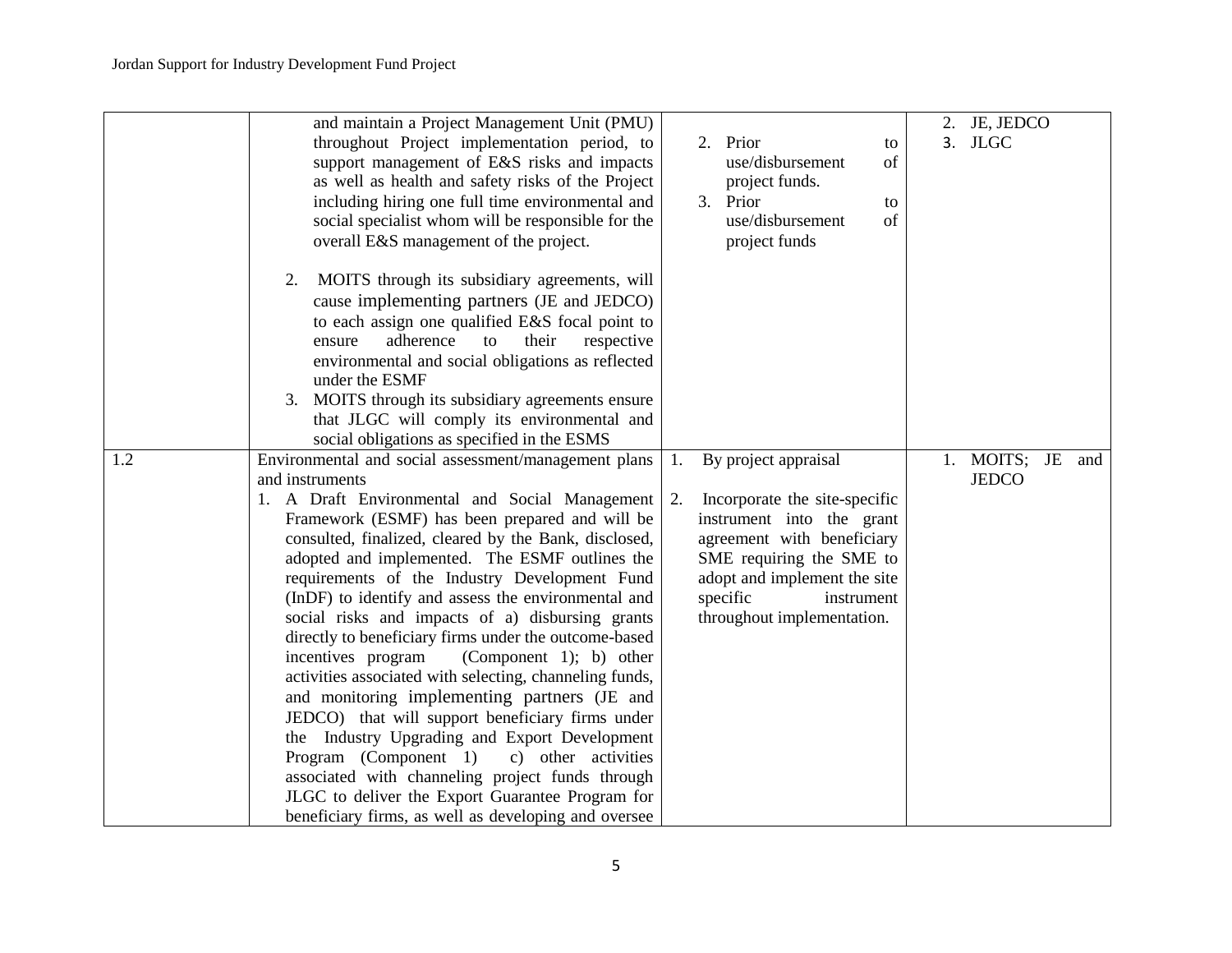| | | | |
|---|---|---|---|
| | and maintain a Project Management Unit (PMU) throughout Project implementation period, to support management of E&S risks and impacts as well as health and safety risks of the Project including hiring one full time environmental and social specialist whom will be responsible for the overall E&S management of the project.<br><br>2. MOITS through its subsidiary agreements, will cause implementing partners (JE and JEDCO) to each assign one qualified E&S focal point to ensure adherence to their respective environmental and social obligations as reflected under the ESMF<br>3. MOITS through its subsidiary agreements ensure that JLGC will comply its environmental and social obligations as specified in the ESMS | 2. Prior to use/disbursement of project funds.<br>3. Prior to use/disbursement of project funds | 2. JE, JEDCO<br>3. JLGC |
| 1.2 | Environmental and social assessment/management plans and instruments<br>1. A Draft Environmental and Social Management Framework (ESMF) has been prepared and will be consulted, finalized, cleared by the Bank, disclosed, adopted and implemented. The ESMF outlines the requirements of the Industry Development Fund (InDF) to identify and assess the environmental and social risks and impacts of a) disbursing grants directly to beneficiary firms under the outcome-based incentives program (Component 1); b) other activities associated with selecting, channeling funds, and monitoring implementing partners (JE and JEDCO) that will support beneficiary firms under the Industry Upgrading and Export Development Program (Component 1) c) other activities associated with channeling project funds through JLGC to deliver the Export Guarantee Program for beneficiary firms, as well as developing and oversee | 1. By project appraisal<br><br>2. Incorporate the site-specific instrument into the grant agreement with beneficiary SME requiring the SME to adopt and implement the site specific instrument throughout implementation. | 1. MOITS; JE and JEDCO |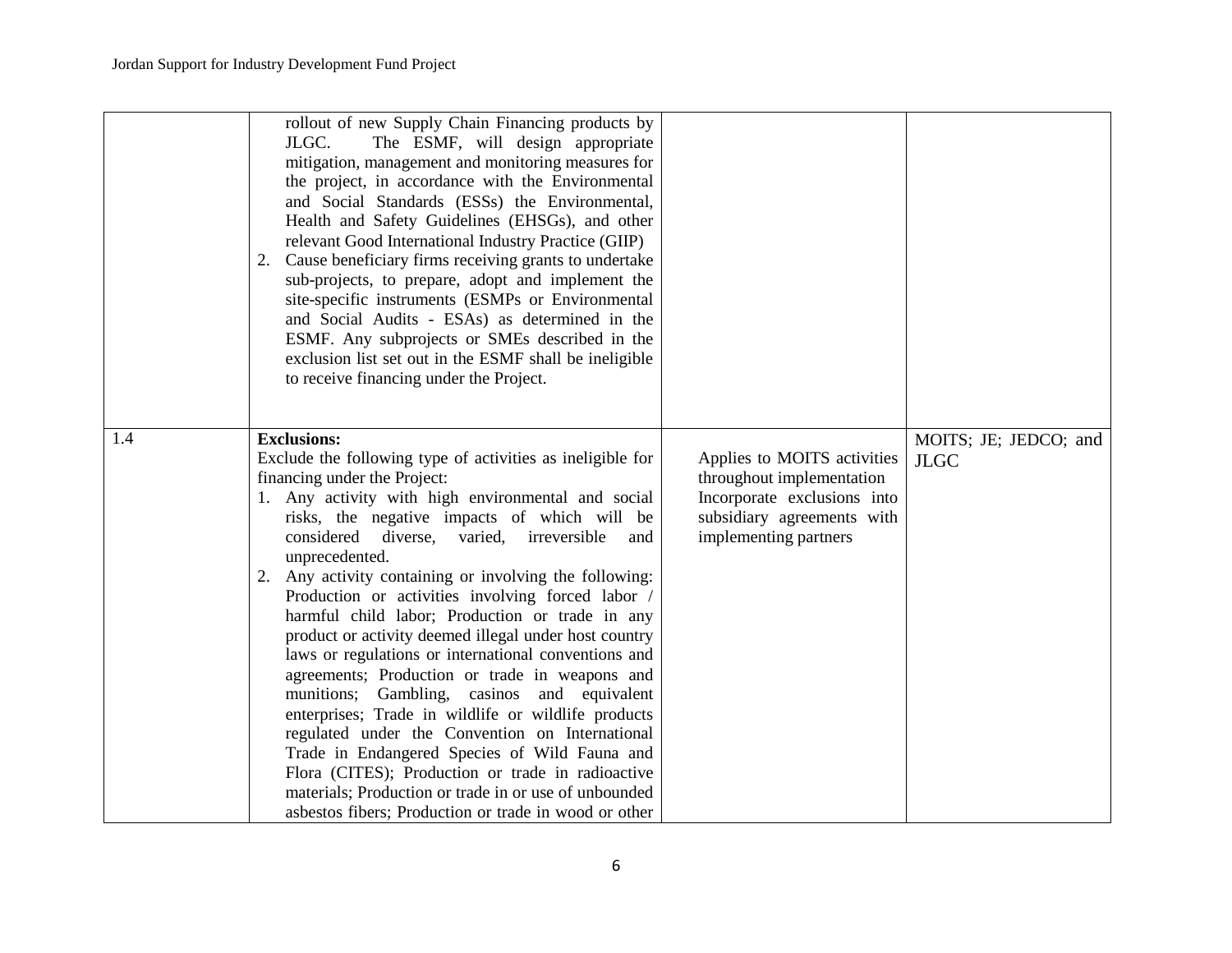| | | | |
|---|---|---|---|
| | rollout of new Supply Chain Financing products by JLGC. The ESMF, will design appropriate mitigation, management and monitoring measures for the project, in accordance with the Environmental and Social Standards (ESSs) the Environmental, Health and Safety Guidelines (EHSGs), and other relevant Good International Industry Practice (GIIP)<br>2. Cause beneficiary firms receiving grants to undertake sub-projects, to prepare, adopt and implement the site-specific instruments (ESMPs or Environmental and Social Audits - ESAs) as determined in the ESMF. Any subprojects or SMEs described in the exclusion list set out in the ESMF shall be ineligible to receive financing under the Project. | | |
| 1.4 | **Exclusions:**<br>Exclude the following type of activities as ineligible for financing under the Project:<br>1. Any activity with high environmental and social risks, the negative impacts of which will be considered diverse, varied, irreversible and unprecedented.<br>2. Any activity containing or involving the following: Production or activities involving forced labor / harmful child labor; Production or trade in any product or activity deemed illegal under host country laws or regulations or international conventions and agreements; Production or trade in weapons and munitions; Gambling, casinos and equivalent enterprises; Trade in wildlife or wildlife products regulated under the Convention on International Trade in Endangered Species of Wild Fauna and Flora (CITES); Production or trade in radioactive materials; Production or trade in or use of unbounded asbestos fibers; Production or trade in wood or other | Applies to MOITS activities throughout implementation<br>Incorporate exclusions into subsidiary agreements with implementing partners | MOITS; JE; JEDCO; and JLGC |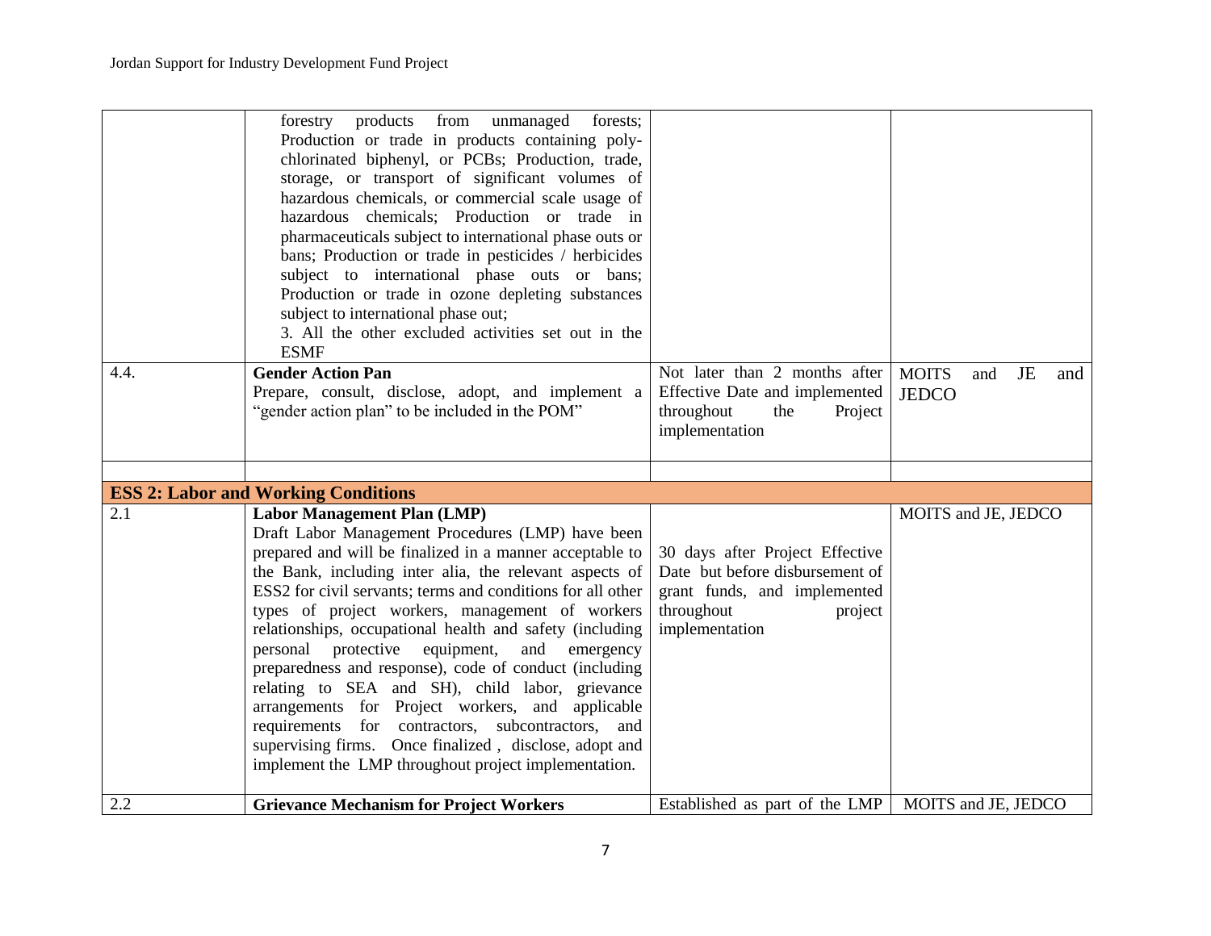| | | | |
|---|---|---|---|
| | forestry products from unmanaged forests; Production or trade in products containing poly-chlorinated biphenyl, or PCBs; Production, trade, storage, or transport of significant volumes of hazardous chemicals, or commercial scale usage of hazardous chemicals; Production or trade in pharmaceuticals subject to international phase outs or bans; Production or trade in pesticides / herbicides subject to international phase outs or bans; Production or trade in ozone depleting substances subject to international phase out;<br>3. All the other excluded activities set out in the ESMF | | |
| 4.4. | **Gender Action Pan**<br>Prepare, consult, disclose, adopt, and implement a "gender action plan" to be included in the POM" | Not later than 2 months after Effective Date and implemented throughout the Project implementation | MOITS and JE and JEDCO |
| | | | |
| **ESS 2: Labor and Working Conditions** | | | |
| 2.1 | **Labor Management Plan (LMP)**<br>Draft Labor Management Procedures (LMP) have been prepared and will be finalized in a manner acceptable to the Bank, including inter alia, the relevant aspects of ESS2 for civil servants; terms and conditions for all other types of project workers, management of workers relationships, occupational health and safety (including personal protective equipment, and emergency preparedness and response), code of conduct (including relating to SEA and SH), child labor, grievance arrangements for Project workers, and applicable requirements for contractors, subcontractors, and supervising firms. Once finalized , disclose, adopt and implement the LMP throughout project implementation. | 30 days after Project Effective Date but before disbursement of grant funds, and implemented throughout project implementation | MOITS and JE, JEDCO |
| 2.2 | **Grievance Mechanism for Project Workers** | Established as part of the LMP | MOITS and JE, JEDCO |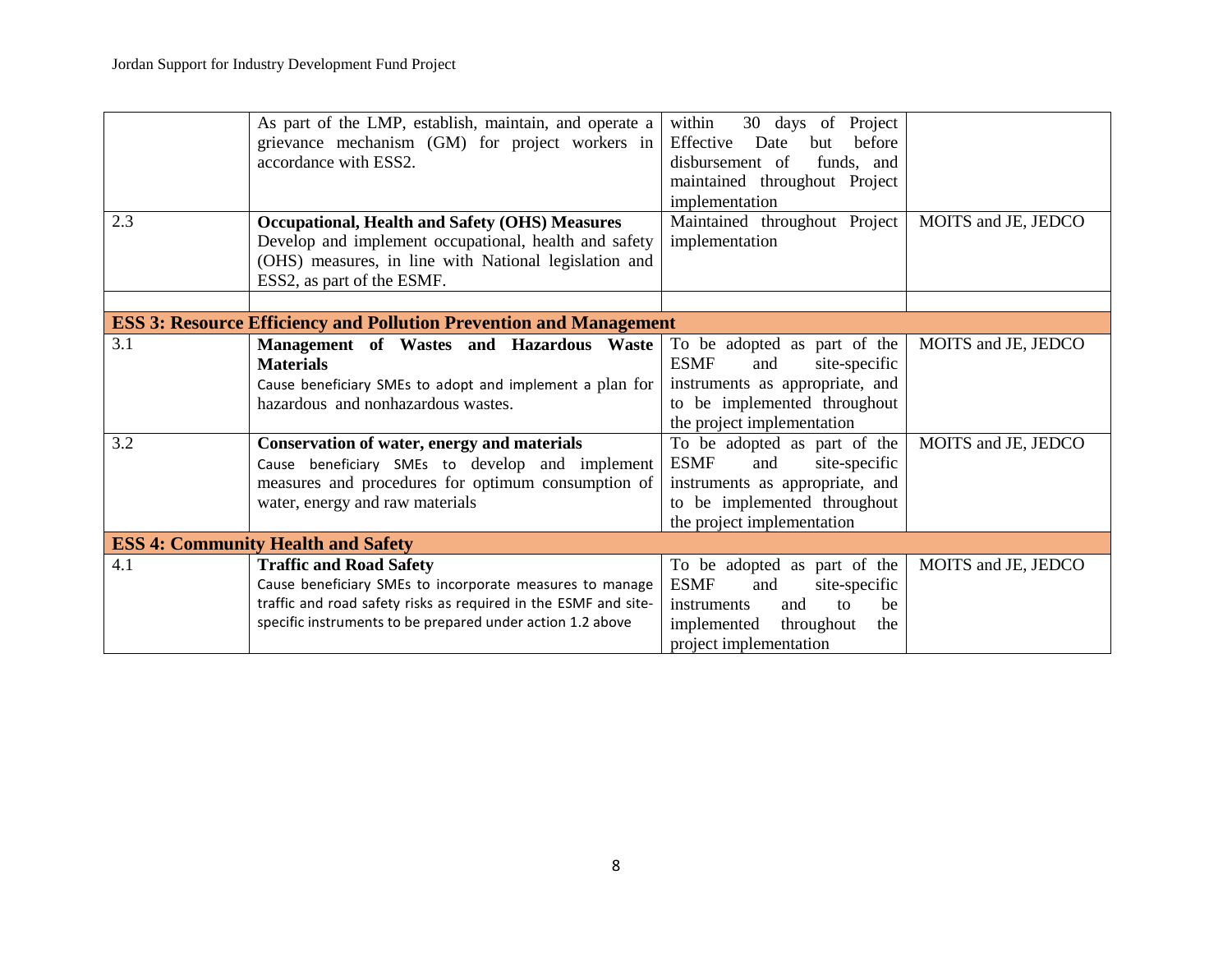| | | | |
|---|---|---|---|
| | As part of the LMP, establish, maintain, and operate a grievance mechanism (GM) for project workers in accordance with ESS2. | within 30 days of Project Effective Date but before disbursement of funds, and maintained throughout Project implementation | |
| 2.3 | **Occupational, Health and Safety (OHS) Measures** Develop and implement occupational, health and safety (OHS) measures, in line with National legislation and ESS2, as part of the ESMF. | Maintained throughout Project implementation | MOITS and JE, JEDCO |
| | | | |
| **ESS 3: Resource Efficiency and Pollution Prevention and Management** | | | |
| 3.1 | **Management of Wastes and Hazardous Waste Materials** Cause beneficiary SMEs to adopt and implement a plan for hazardous and nonhazardous wastes. | To be adopted as part of the ESMF and site-specific instruments as appropriate, and to be implemented throughout the project implementation | MOITS and JE, JEDCO |
| 3.2 | **Conservation of water, energy and materials** Cause beneficiary SMEs to develop and implement measures and procedures for optimum consumption of water, energy and raw materials | To be adopted as part of the ESMF and site-specific instruments as appropriate, and to be implemented throughout the project implementation | MOITS and JE, JEDCO |
| **ESS 4: Community Health and Safety** | | | |
| 4.1 | **Traffic and Road Safety** Cause beneficiary SMEs to incorporate measures to manage traffic and road safety risks as required in the ESMF and site-specific instruments to be prepared under action 1.2 above | To be adopted as part of the ESMF and site-specific instruments and to be implemented throughout the project implementation | MOITS and JE, JEDCO |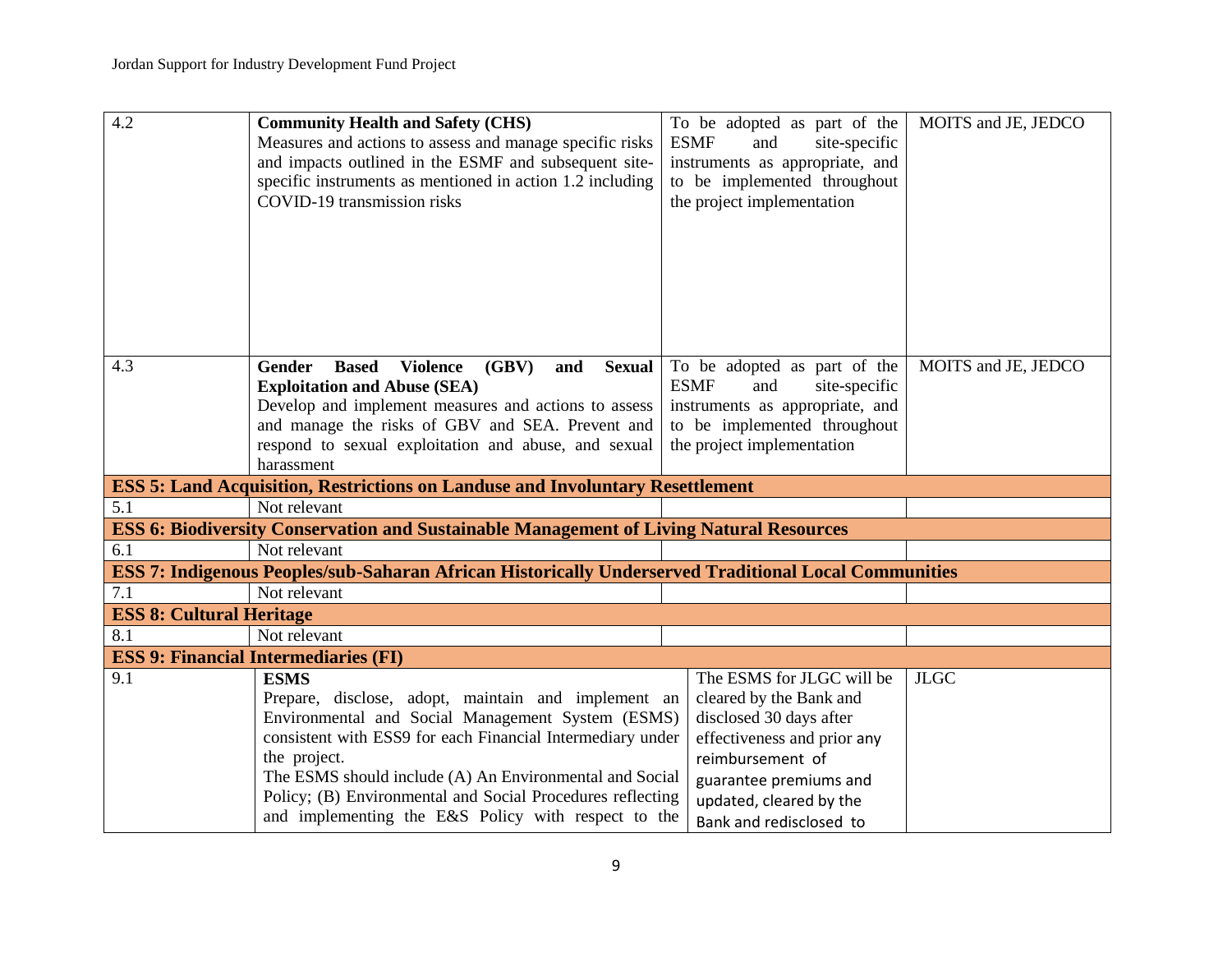| | | | |
|---|---|---|---|
| 4.2 | **Community Health and Safety (CHS)**<br>Measures and actions to assess and manage specific risks and impacts outlined in the ESMF and subsequent site-specific instruments as mentioned in action 1.2 including COVID-19 transmission risks | To be adopted as part of the ESMF and site-specific instruments as appropriate, and to be implemented throughout the project implementation | MOITS and JE, JEDCO |
| 4.3 | **Gender Based Violence (GBV) and Sexual Exploitation and Abuse (SEA)**<br>Develop and implement measures and actions to assess and manage the risks of GBV and SEA. Prevent and respond to sexual exploitation and abuse, and sexual harassment | To be adopted as part of the ESMF and site-specific instruments as appropriate, and to be implemented throughout the project implementation | MOITS and JE, JEDCO |
| **ESS 5: Land Acquisition, Restrictions on Landuse and Involuntary Resettlement** | | | |
| 5.1 | Not relevant | | |
| **ESS 6: Biodiversity Conservation and Sustainable Management of Living Natural Resources** | | | |
| 6.1 | Not relevant | | |
| **ESS 7: Indigenous Peoples/sub-Saharan African Historically Underserved Traditional Local Communities** | | | |
| 7.1 | Not relevant | | |
| **ESS 8: Cultural Heritage** | | | |
| 8.1 | Not relevant | | |
| **ESS 9: Financial Intermediaries (FI)** | | | |
| 9.1 | **ESMS**<br>Prepare, disclose, adopt, maintain and implement an Environmental and Social Management System (ESMS) consistent with ESS9 for each Financial Intermediary under the project.<br>The ESMS should include (A) An Environmental and Social Policy; (B) Environmental and Social Procedures reflecting and implementing the E&S Policy with respect to the | The ESMS for JLGC will be cleared by the Bank and disclosed 30 days after effectiveness and prior any reimbursement of guarantee premiums and updated, cleared by the Bank and redisclosed to | JLGC |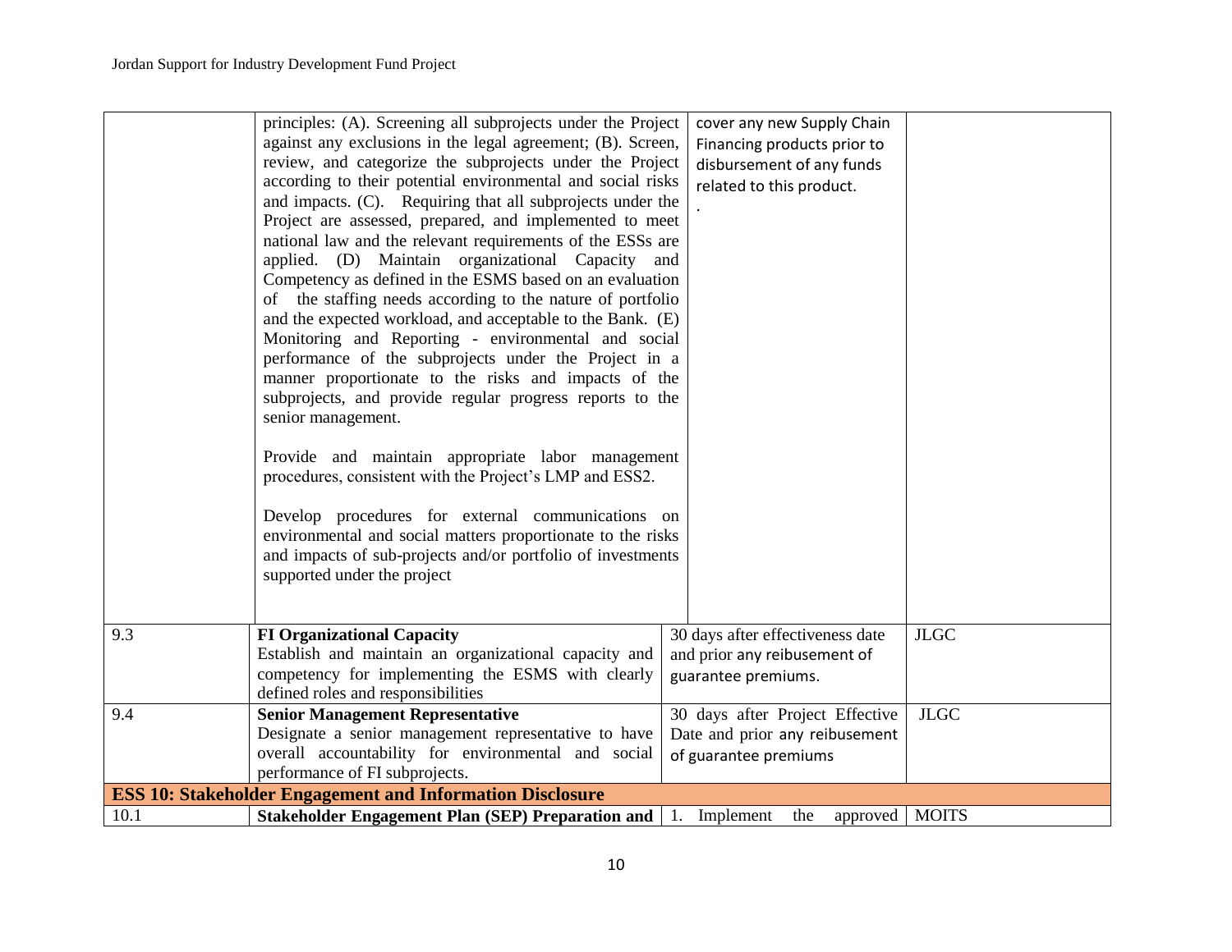| | | | |
|---|---|---|---|
| | principles: (A). Screening all subprojects under the Project against any exclusions in the legal agreement; (B). Screen, review, and categorize the subprojects under the Project according to their potential environmental and social risks and impacts. (C). Requiring that all subprojects under the Project are assessed, prepared, and implemented to meet national law and the relevant requirements of the ESSs are applied. (D) Maintain organizational Capacity and Competency as defined in the ESMS based on an evaluation of the staffing needs according to the nature of portfolio and the expected workload, and acceptable to the Bank. (E) Monitoring and Reporting - environmental and social performance of the subprojects under the Project in a manner proportionate to the risks and impacts of the subprojects, and provide regular progress reports to the senior management.<br><br>Provide and maintain appropriate labor management procedures, consistent with the Project's LMP and ESS2.<br><br>Develop procedures for external communications on environmental and social matters proportionate to the risks and impacts of sub-projects and/or portfolio of investments supported under the project | cover any new Supply Chain Financing products prior to disbursement of any funds related to this product.<br>. | |
| 9.3 | **FI Organizational Capacity**<br>Establish and maintain an organizational capacity and competency for implementing the ESMS with clearly defined roles and responsibilities | 30 days after effectiveness date and prior any reibusement of guarantee premiums. | JLGC |
| 9.4 | **Senior Management Representative**<br>Designate a senior management representative to have overall accountability for environmental and social performance of FI subprojects. | 30 days after Project Effective Date and prior any reibusement of guarantee premiums | JLGC |
| **ESS 10: Stakeholder Engagement and Information Disclosure** | | | |
| 10.1 | **Stakeholder Engagement Plan (SEP) Preparation and** | 1. Implement the approved | MOITS |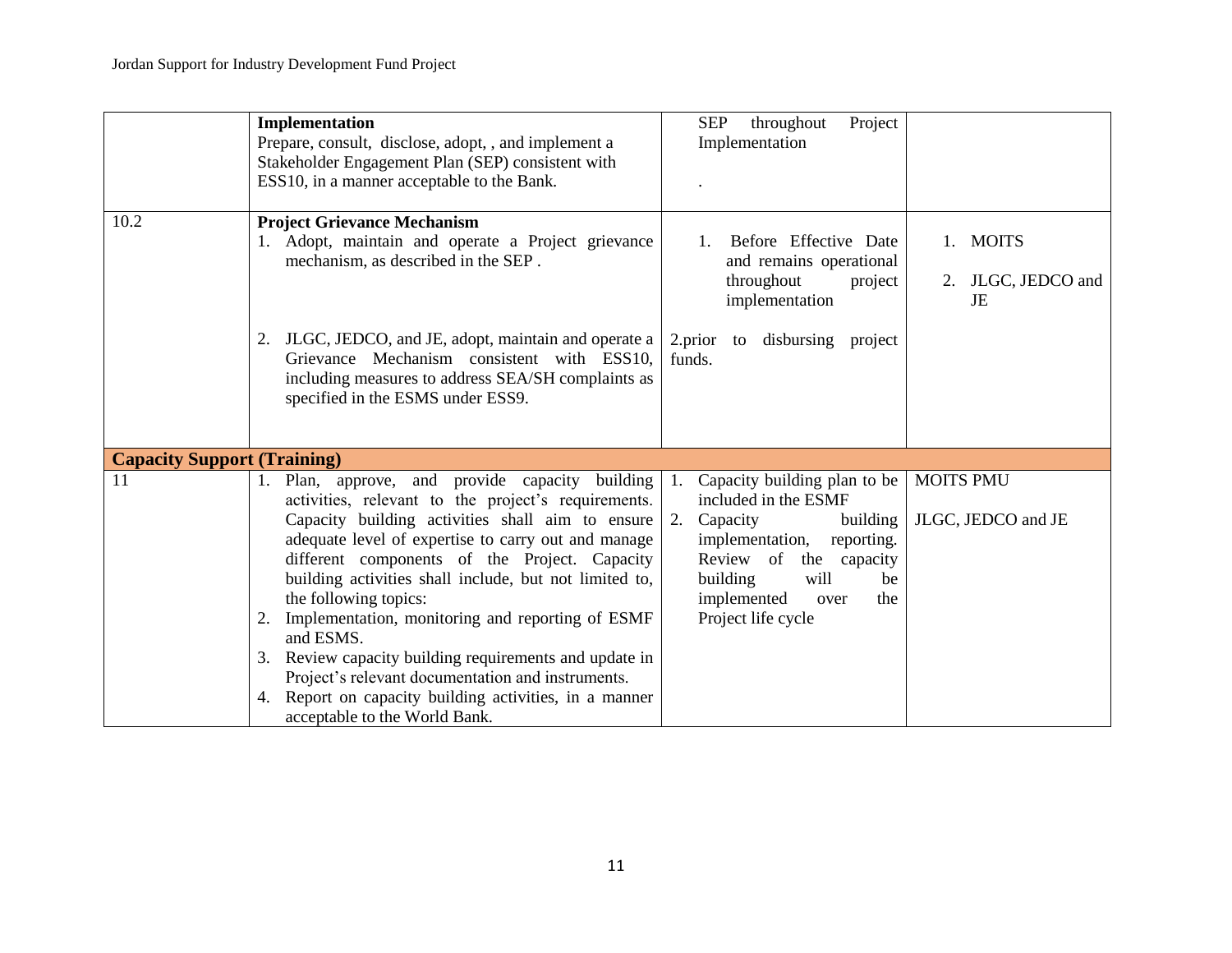| | | | |
|---|---|---|---|
| | **Implementation**<br>Prepare, consult, disclose, adopt, , and implement a Stakeholder Engagement Plan (SEP) consistent with ESS10, in a manner acceptable to the Bank. | SEP throughout Project Implementation<br><br>. | |
| 10.2 | **Project Grievance Mechanism**<br>1. Adopt, maintain and operate a Project grievance mechanism, as described in the SEP .<br><br>2. JLGC, JEDCO, and JE, adopt, maintain and operate a Grievance Mechanism consistent with ESS10, including measures to address SEA/SH complaints as specified in the ESMS under ESS9. | 1. Before Effective Date and remains operational throughout project implementation<br><br>2.prior to disbursing project funds. | 1. MOITS<br><br>2. JLGC, JEDCO and JE |
| **Capacity Support (Training)** | | | |
| 11 | 1. Plan, approve, and provide capacity building activities, relevant to the project's requirements. Capacity building activities shall aim to ensure adequate level of expertise to carry out and manage different components of the Project. Capacity building activities shall include, but not limited to, the following topics:<br>2. Implementation, monitoring and reporting of ESMF and ESMS.<br>3. Review capacity building requirements and update in Project's relevant documentation and instruments.<br>4. Report on capacity building activities, in a manner acceptable to the World Bank. | 1. Capacity building plan to be included in the ESMF<br>2. Capacity building implementation, reporting. Review of the capacity building will be implemented over the Project life cycle | MOITS PMU<br><br>JLGC, JEDCO and JE |